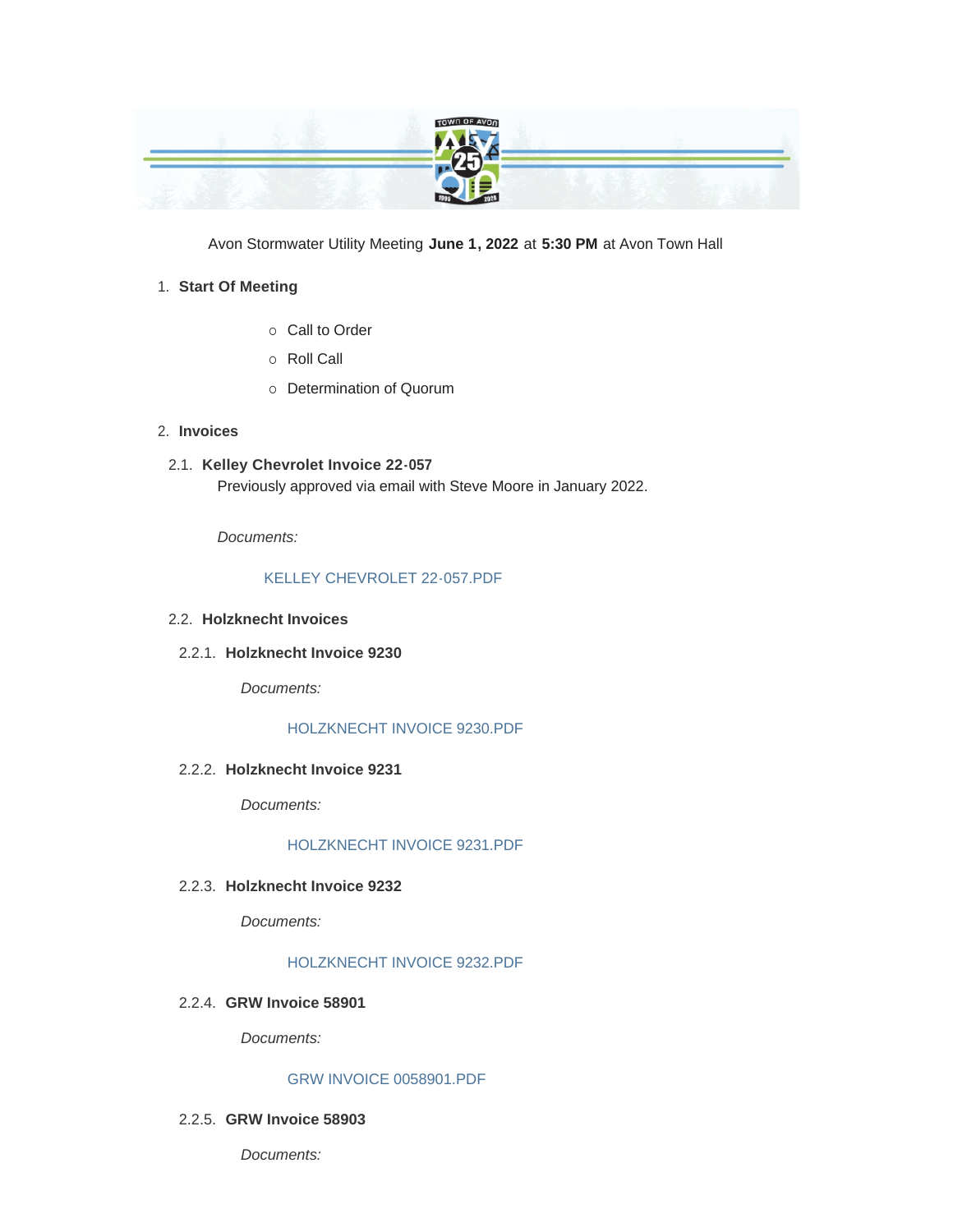Avon Stormwater Utility Meeting **June 1, 2022** at **5:30 PM** at Avon Town Hall

1. **Start Of Meeting**
   - Call to Order
   - Roll Call
   - Determination of Quorum

2. **Invoices**

2.1. **Kelley Chevrolet Invoice 22-057**

Previously approved via email with Steve Moore in January 2022.

*Documents:*

KELLEY CHEVROLET 22-057.PDF

2.2. **Holzknecht Invoices**

2.2.1. **Holzknecht Invoice 9230**

*Documents:*

HOLZKNECHT INVOICE 9230.PDF

2.2.2. **Holzknecht Invoice 9231**

*Documents:*

HOLZKNECHT INVOICE 9231.PDF

2.2.3. **Holzknecht Invoice 9232**

*Documents:*

HOLZKNECHT INVOICE 9232.PDF

2.2.4. **GRW Invoice 58901**

*Documents:*

GRW INVOICE 0058901.PDF

2.2.5. **GRW Invoice 58903**

*Documents:*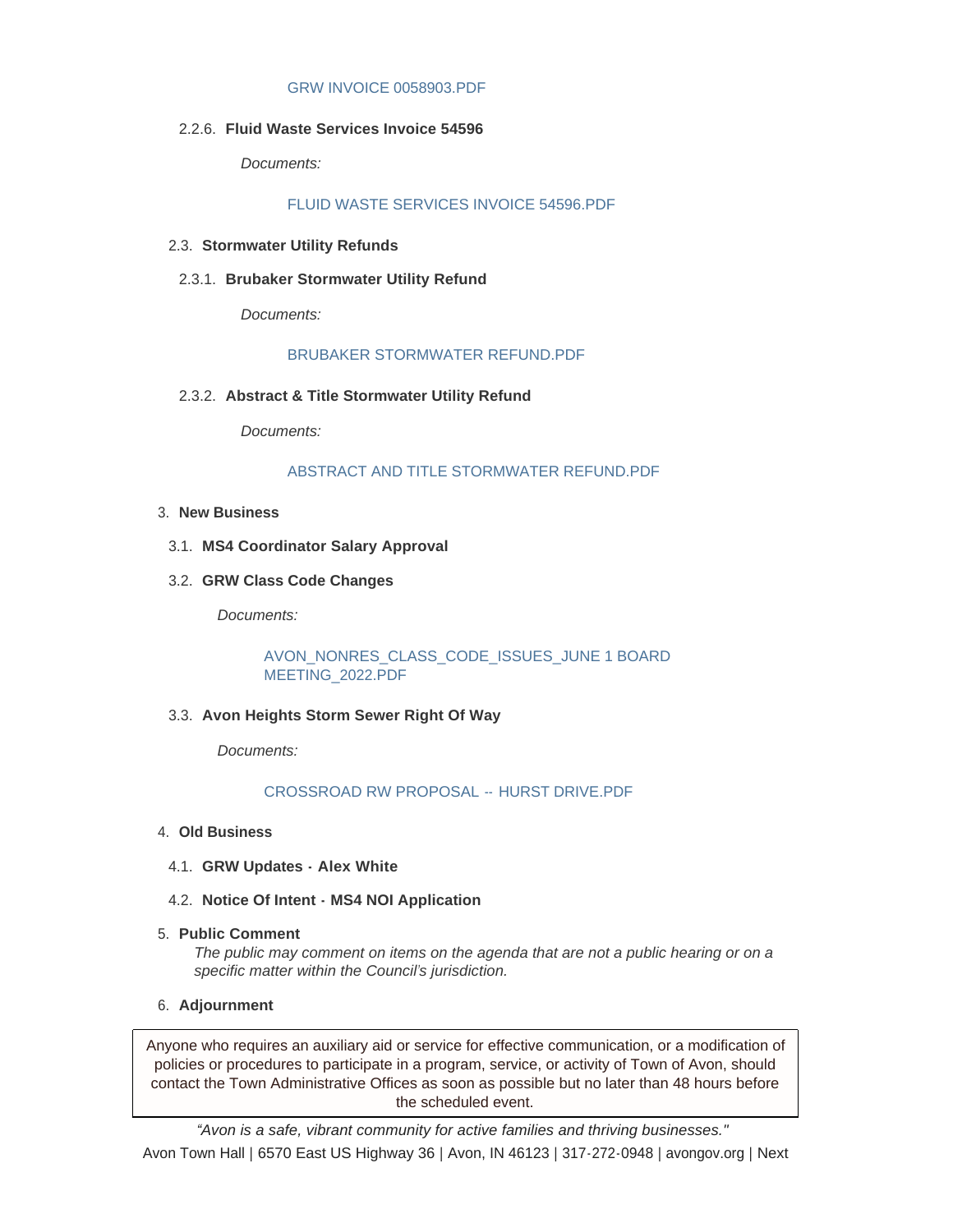GRW INVOICE 0058903.PDF

2.2.6. **Fluid Waste Services Invoice 54596**

*Documents:*

FLUID WASTE SERVICES INVOICE 54596.PDF

2.3. **Stormwater Utility Refunds**

2.3.1. **Brubaker Stormwater Utility Refund**

*Documents:*

BRUBAKER STORMWATER REFUND.PDF

2.3.2. **Abstract & Title Stormwater Utility Refund**

*Documents:*

ABSTRACT AND TITLE STORMWATER REFUND.PDF

3. **New Business**

3.1. **MS4 Coordinator Salary Approval**

3.2. **GRW Class Code Changes**

*Documents:*

AVON_NONRES_CLASS_CODE_ISSUES_JUNE 1 BOARD MEETING_2022.PDF

3.3. **Avon Heights Storm Sewer Right Of Way**

*Documents:*

CROSSROAD RW PROPOSAL -- HURST DRIVE.PDF

4. **Old Business**

4.1. **GRW Updates - Alex White**

4.2. **Notice Of Intent - MS4 NOI Application**

5. **Public Comment**
*The public may comment on items on the agenda that are not a public hearing or on a specific matter within the Council's jurisdiction.*

6. **Adjournment**

Anyone who requires an auxiliary aid or service for effective communication, or a modification of policies or procedures to participate in a program, service, or activity of Town of Avon, should contact the Town Administrative Offices as soon as possible but no later than 48 hours before the scheduled event.

*"Avon is a safe, vibrant community for active families and thriving businesses."*

Avon Town Hall | 6570 East US Highway 36 | Avon, IN 46123 | 317-272-0948 | avongov.org | Next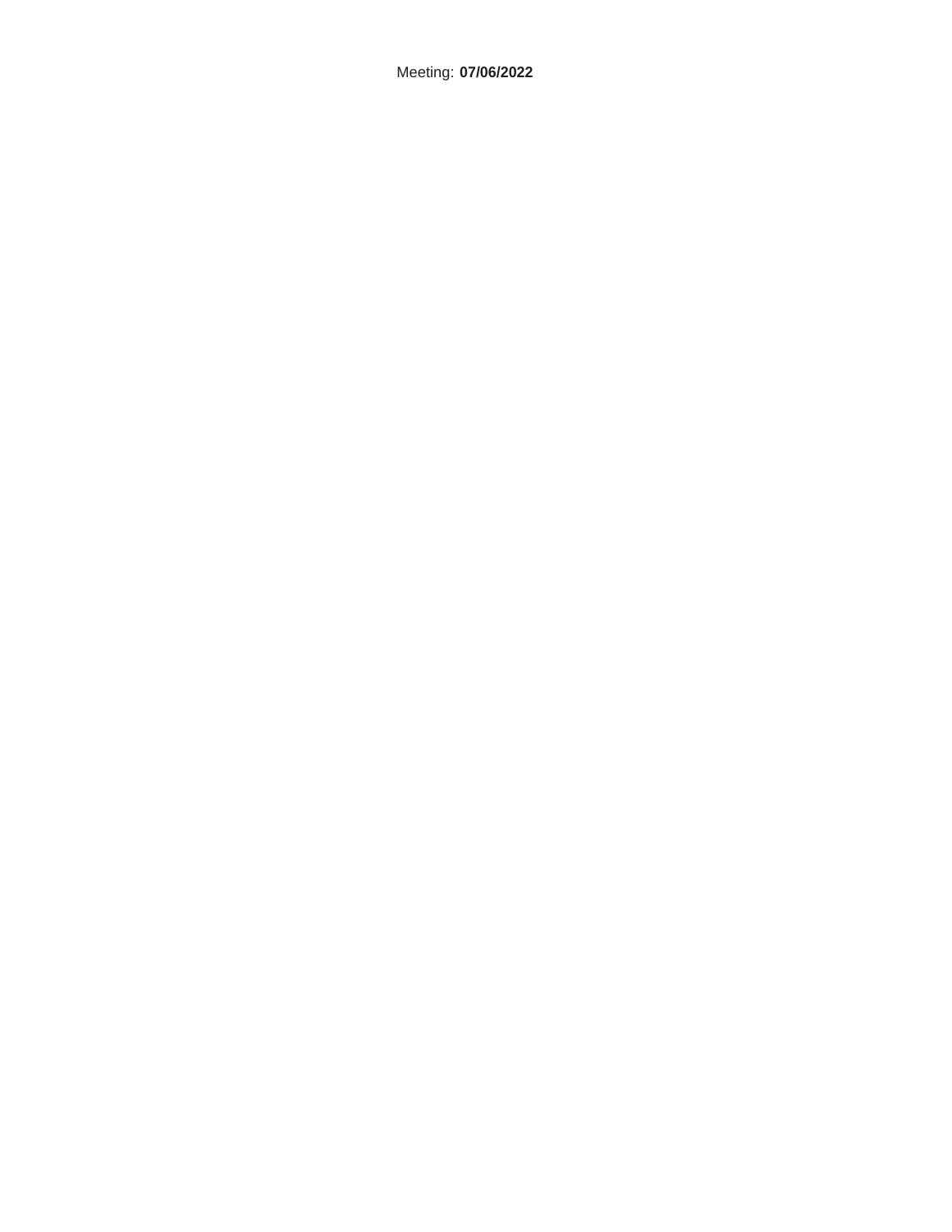Meeting: **07/06/2022**